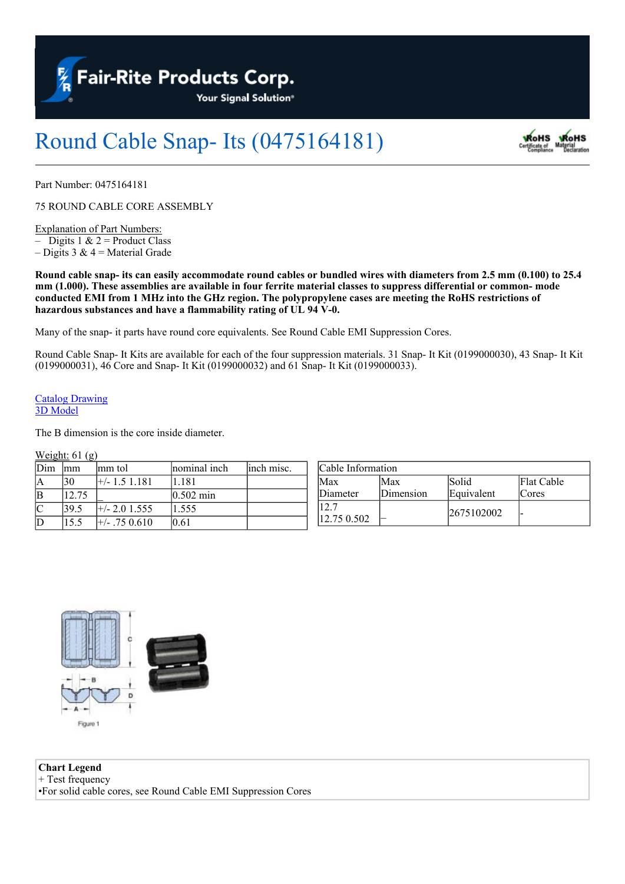# Round Cable Snap- Its (0475164181)

Part Number: 0475164181

75 ROUND CABLE CORE ASSEMBLY

Explanation of Part Numbers:
– Digits 1 & 2 = Product Class
– Digits 3 & 4 = Material Grade

**Round cable snap- its can easily accommodate round cables or bundled wires with diameters from 2.5 mm (0.100) to 25.4 mm (1.000). These assemblies are available in four ferrite material classes to suppress differential or common- mode conducted EMI from 1 MHz into the GHz region. The polypropylene cases are meeting the RoHS restrictions of hazardous substances and have a flammability rating of UL 94 V-0.**

Many of the snap- it parts have round core equivalents. See Round Cable EMI Suppression Cores.

Round Cable Snap- It Kits are available for each of the four suppression materials. 31 Snap- It Kit (0199000030), 43 Snap- It Kit (0199000031), 46 Core and Snap- It Kit (0199000032) and 61 Snap- It Kit (0199000033).

Catalog Drawing
3D Model

The B dimension is the core inside diameter.

Weight: 61 (g)

| Dim | mm | mm tol | nominal inch | inch misc. |
|---|---|---|---|---|
| A | 30 | +/- 1.5 1.181 | 1.181 | |
| B | 12.75 | _ | 0.502 min | |
| C | 39.5 | +/- 2.0 1.555 | 1.555 | |
| D | 15.5 | +/- .75 0.610 | 0.61 | |

| Cable Information | | | |
|---|---|---|---|
| Max Diameter | Max Dimension | Solid Equivalent | Flat Cable Cores |
| 12.7 12.75 0.502 | – | 2675102002 | - |

Figure 1

**Chart Legend**
+ Test frequency
•For solid cable cores, see Round Cable EMI Suppression Cores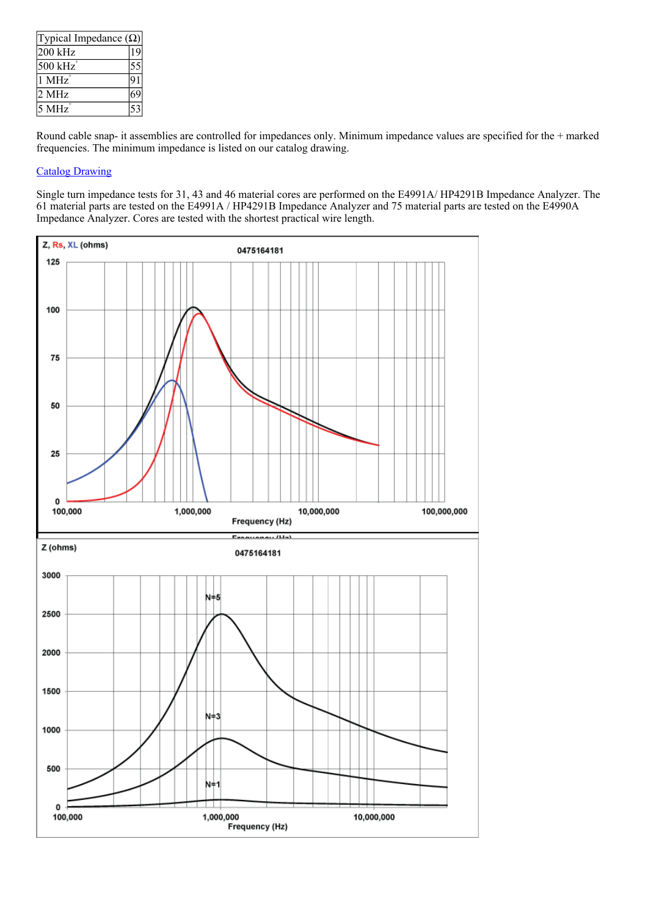| Typical Impedance (Ω) | |
|---|---|
| 200 kHz | 19 |
| 500 kHz+ | 55 |
| 1 MHz+ | 91 |
| 2 MHz | 69 |
| 5 MHz+ | 53 |

Round cable snap- it assemblies are controlled for impedances only. Minimum impedance values are specified for the + marked frequencies. The minimum impedance is listed on our catalog drawing.

[Catalog Drawing]

Single turn impedance tests for 31, 43 and 46 material cores are performed on the E4991A/ HP4291B Impedance Analyzer. The 61 material parts are tested on the E4991A / HP4291B Impedance Analyzer and 75 material parts are tested on the E4990A Impedance Analyzer. Cores are tested with the shortest practical wire length.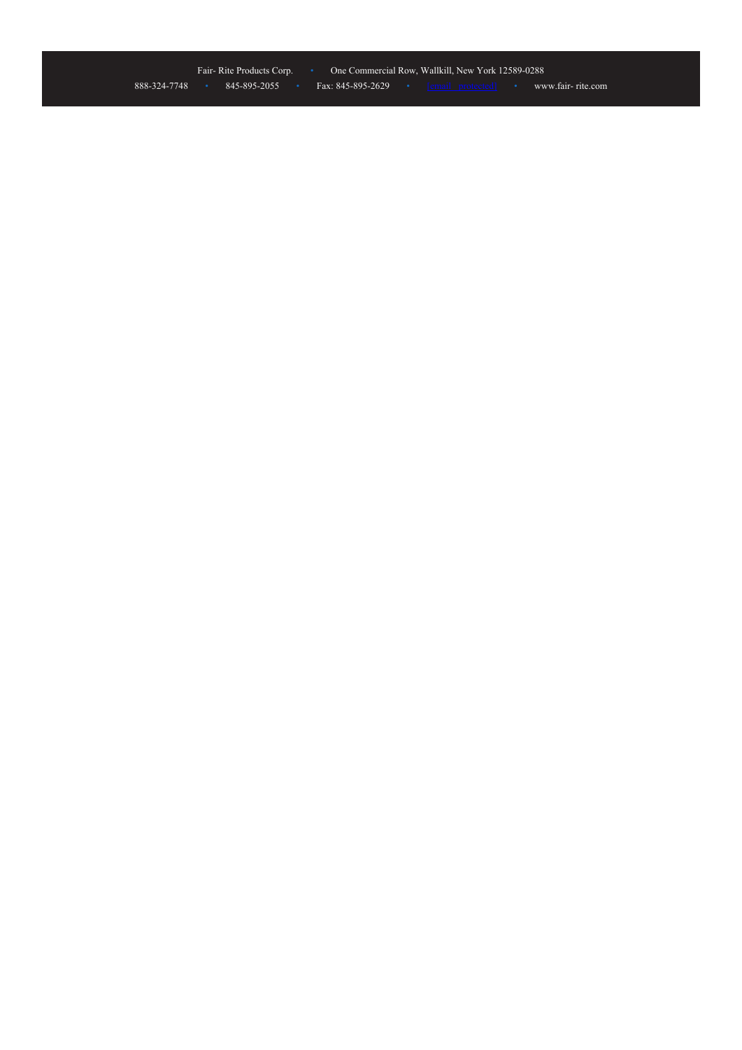Fair- Rite Products Corp. • One Commercial Row, Wallkill, New York 12589-0288

888-324-7748 • 845-895-2055 • Fax: 845-895-2629 • [email protected] • www.fair- rite.com